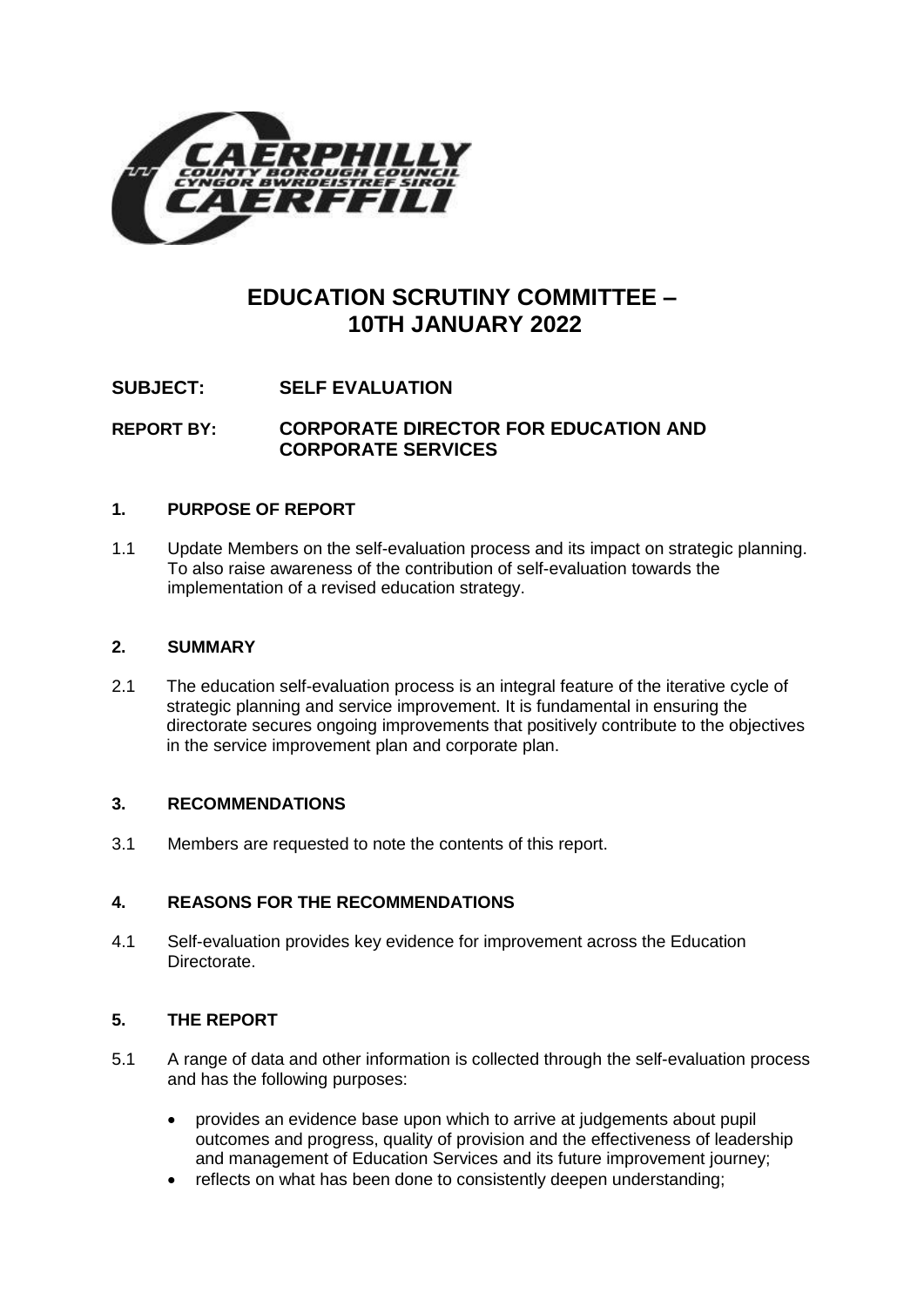# EDUCATION SCRUTINY COMMITTEE – 10TH JANUARY 2022

**SUBJECT: SELF EVALUATION**

**REPORT BY: CORPORATE DIRECTOR FOR EDUCATION AND CORPORATE SERVICES**

## 1. PURPOSE OF REPORT

1.1 Update Members on the self-evaluation process and its impact on strategic planning. To also raise awareness of the contribution of self-evaluation towards the implementation of a revised education strategy.

## 2. SUMMARY

2.1 The education self-evaluation process is an integral feature of the iterative cycle of strategic planning and service improvement. It is fundamental in ensuring the directorate secures ongoing improvements that positively contribute to the objectives in the service improvement plan and corporate plan.

## 3. RECOMMENDATIONS

3.1 Members are requested to note the contents of this report.

## 4. REASONS FOR THE RECOMMENDATIONS

4.1 Self-evaluation provides key evidence for improvement across the Education Directorate.

## 5. THE REPORT

5.1 A range of data and other information is collected through the self-evaluation process and has the following purposes:

- provides an evidence base upon which to arrive at judgements about pupil outcomes and progress, quality of provision and the effectiveness of leadership and management of Education Services and its future improvement journey;
- reflects on what has been done to consistently deepen understanding;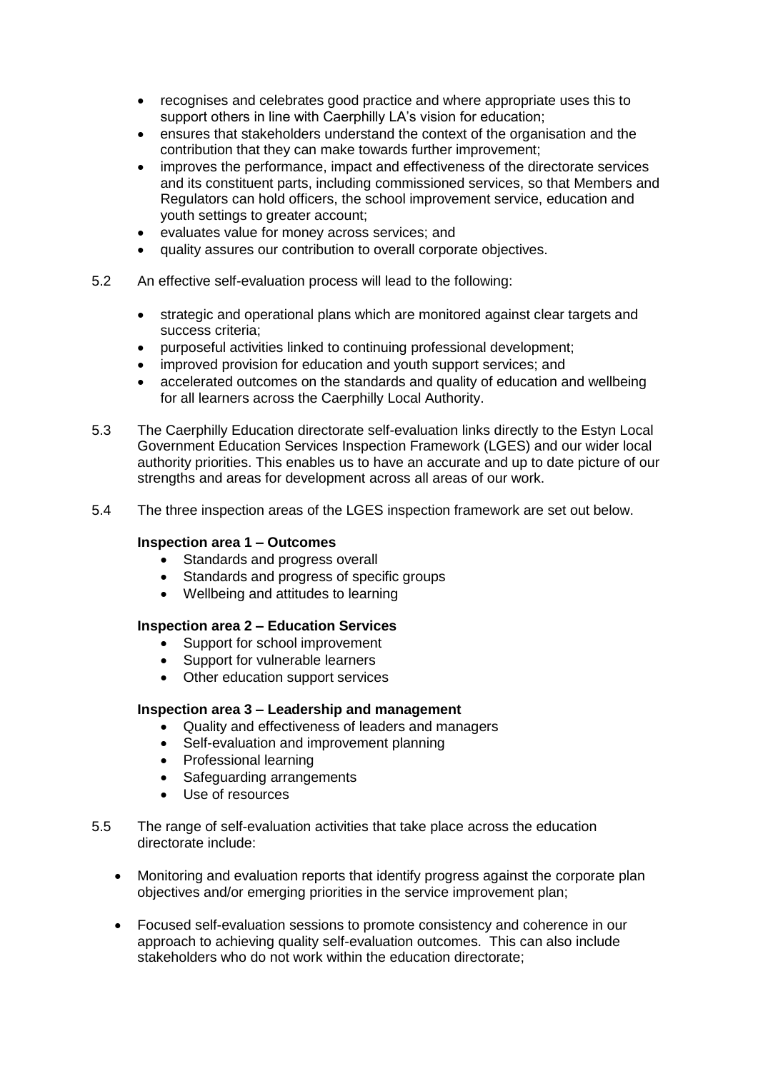- recognises and celebrates good practice and where appropriate uses this to support others in line with Caerphilly LA's vision for education;
- ensures that stakeholders understand the context of the organisation and the contribution that they can make towards further improvement;
- improves the performance, impact and effectiveness of the directorate services and its constituent parts, including commissioned services, so that Members and Regulators can hold officers, the school improvement service, education and youth settings to greater account;
- evaluates value for money across services; and
- quality assures our contribution to overall corporate objectives.

5.2 An effective self-evaluation process will lead to the following:

- strategic and operational plans which are monitored against clear targets and success criteria;
- purposeful activities linked to continuing professional development;
- improved provision for education and youth support services; and
- accelerated outcomes on the standards and quality of education and wellbeing for all learners across the Caerphilly Local Authority.

5.3 The Caerphilly Education directorate self-evaluation links directly to the Estyn Local Government Education Services Inspection Framework (LGES) and our wider local authority priorities. This enables us to have an accurate and up to date picture of our strengths and areas for development across all areas of our work.

5.4 The three inspection areas of the LGES inspection framework are set out below.

**Inspection area 1 – Outcomes**

- Standards and progress overall
- Standards and progress of specific groups
- Wellbeing and attitudes to learning

**Inspection area 2 – Education Services**

- Support for school improvement
- Support for vulnerable learners
- Other education support services

**Inspection area 3 – Leadership and management**

- Quality and effectiveness of leaders and managers
- Self-evaluation and improvement planning
- Professional learning
- Safeguarding arrangements
- Use of resources

5.5 The range of self-evaluation activities that take place across the education directorate include:

- Monitoring and evaluation reports that identify progress against the corporate plan objectives and/or emerging priorities in the service improvement plan;

- Focused self-evaluation sessions to promote consistency and coherence in our approach to achieving quality self-evaluation outcomes. This can also include stakeholders who do not work within the education directorate;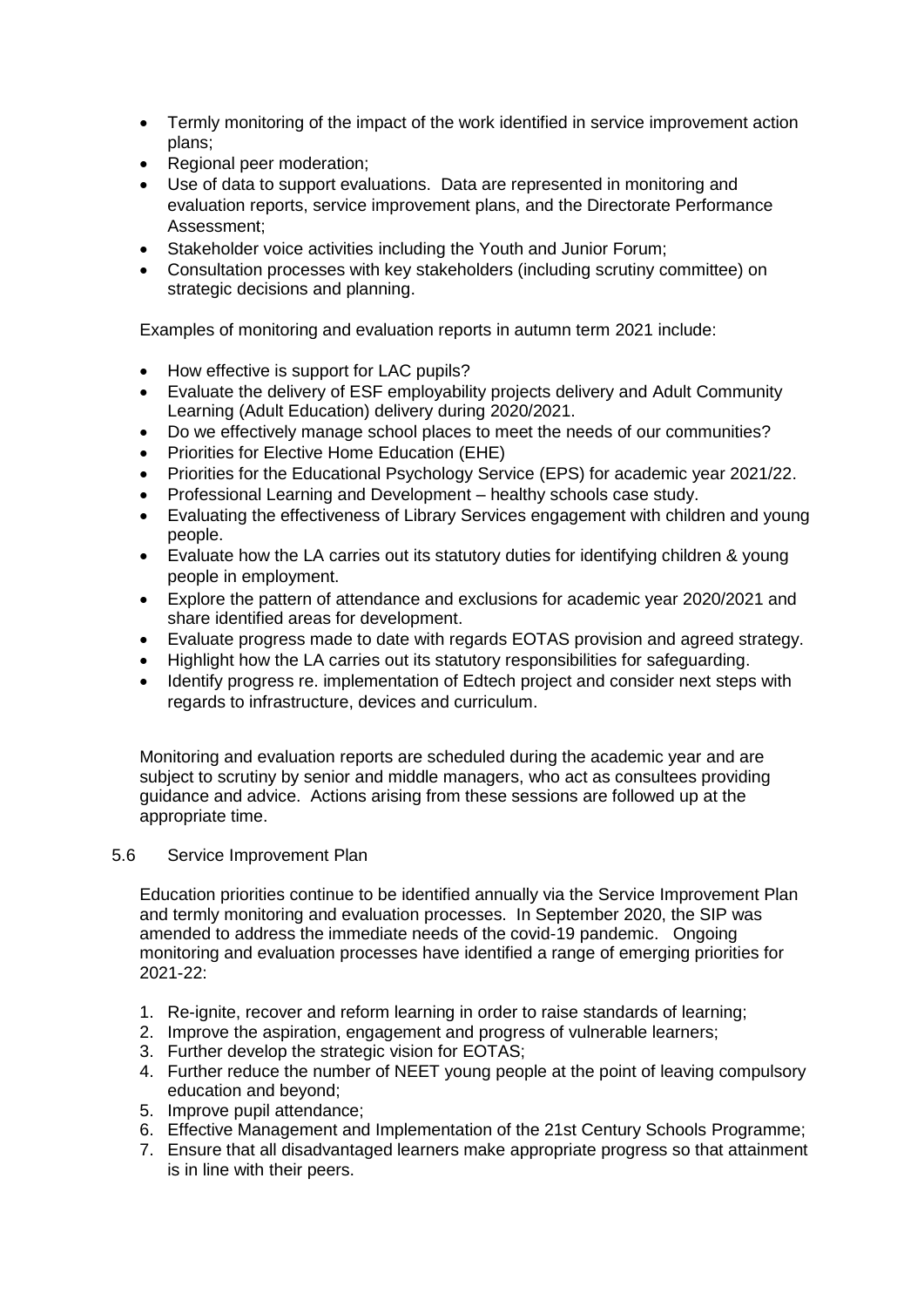- Termly monitoring of the impact of the work identified in service improvement action plans;
- Regional peer moderation;
- Use of data to support evaluations. Data are represented in monitoring and evaluation reports, service improvement plans, and the Directorate Performance Assessment;
- Stakeholder voice activities including the Youth and Junior Forum;
- Consultation processes with key stakeholders (including scrutiny committee) on strategic decisions and planning.

Examples of monitoring and evaluation reports in autumn term 2021 include:

- How effective is support for LAC pupils?
- Evaluate the delivery of ESF employability projects delivery and Adult Community Learning (Adult Education) delivery during 2020/2021.
- Do we effectively manage school places to meet the needs of our communities?
- Priorities for Elective Home Education (EHE)
- Priorities for the Educational Psychology Service (EPS) for academic year 2021/22.
- Professional Learning and Development – healthy schools case study.
- Evaluating the effectiveness of Library Services engagement with children and young people.
- Evaluate how the LA carries out its statutory duties for identifying children & young people in employment.
- Explore the pattern of attendance and exclusions for academic year 2020/2021 and share identified areas for development.
- Evaluate progress made to date with regards EOTAS provision and agreed strategy.
- Highlight how the LA carries out its statutory responsibilities for safeguarding.
- Identify progress re. implementation of Edtech project and consider next steps with regards to infrastructure, devices and curriculum.

Monitoring and evaluation reports are scheduled during the academic year and are subject to scrutiny by senior and middle managers, who act as consultees providing guidance and advice. Actions arising from these sessions are followed up at the appropriate time.

5.6 Service Improvement Plan

Education priorities continue to be identified annually via the Service Improvement Plan and termly monitoring and evaluation processes. In September 2020, the SIP was amended to address the immediate needs of the covid-19 pandemic. Ongoing monitoring and evaluation processes have identified a range of emerging priorities for 2021-22:

1. Re-ignite, recover and reform learning in order to raise standards of learning;
2. Improve the aspiration, engagement and progress of vulnerable learners;
3. Further develop the strategic vision for EOTAS;
4. Further reduce the number of NEET young people at the point of leaving compulsory education and beyond;
5. Improve pupil attendance;
6. Effective Management and Implementation of the 21st Century Schools Programme;
7. Ensure that all disadvantaged learners make appropriate progress so that attainment is in line with their peers.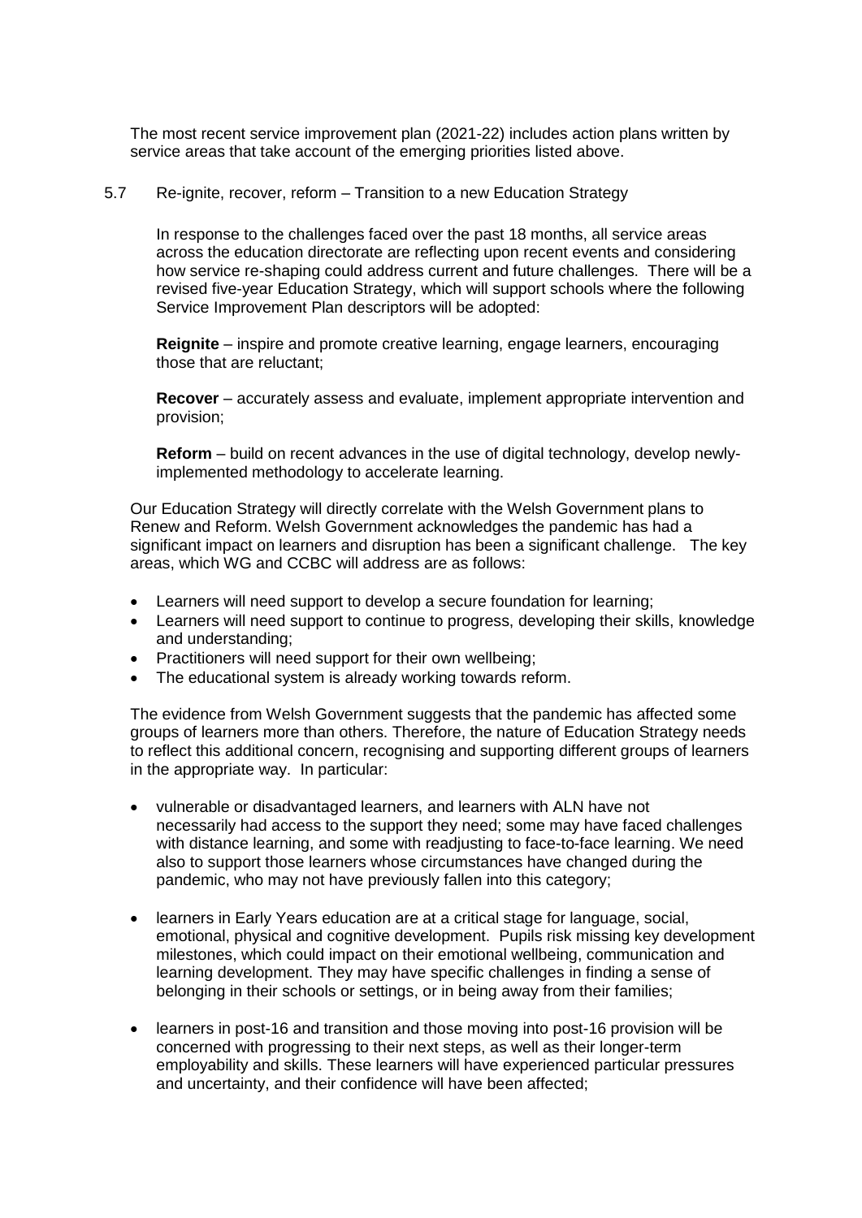The most recent service improvement plan (2021-22) includes action plans written by service areas that take account of the emerging priorities listed above.

### 5.7 Re-ignite, recover, reform – Transition to a new Education Strategy

In response to the challenges faced over the past 18 months, all service areas across the education directorate are reflecting upon recent events and considering how service re-shaping could address current and future challenges. There will be a revised five-year Education Strategy, which will support schools where the following Service Improvement Plan descriptors will be adopted:

**Reignite** – inspire and promote creative learning, engage learners, encouraging those that are reluctant;

**Recover** – accurately assess and evaluate, implement appropriate intervention and provision;

**Reform** – build on recent advances in the use of digital technology, develop newly-implemented methodology to accelerate learning.

Our Education Strategy will directly correlate with the Welsh Government plans to Renew and Reform. Welsh Government acknowledges the pandemic has had a significant impact on learners and disruption has been a significant challenge. The key areas, which WG and CCBC will address are as follows:

- Learners will need support to develop a secure foundation for learning;
- Learners will need support to continue to progress, developing their skills, knowledge and understanding;
- Practitioners will need support for their own wellbeing;
- The educational system is already working towards reform.

The evidence from Welsh Government suggests that the pandemic has affected some groups of learners more than others. Therefore, the nature of Education Strategy needs to reflect this additional concern, recognising and supporting different groups of learners in the appropriate way. In particular:

- vulnerable or disadvantaged learners, and learners with ALN have not necessarily had access to the support they need; some may have faced challenges with distance learning, and some with readjusting to face-to-face learning. We need also to support those learners whose circumstances have changed during the pandemic, who may not have previously fallen into this category;

- learners in Early Years education are at a critical stage for language, social, emotional, physical and cognitive development. Pupils risk missing key development milestones, which could impact on their emotional wellbeing, communication and learning development. They may have specific challenges in finding a sense of belonging in their schools or settings, or in being away from their families;

- learners in post-16 and transition and those moving into post-16 provision will be concerned with progressing to their next steps, as well as their longer-term employability and skills. These learners will have experienced particular pressures and uncertainty, and their confidence will have been affected;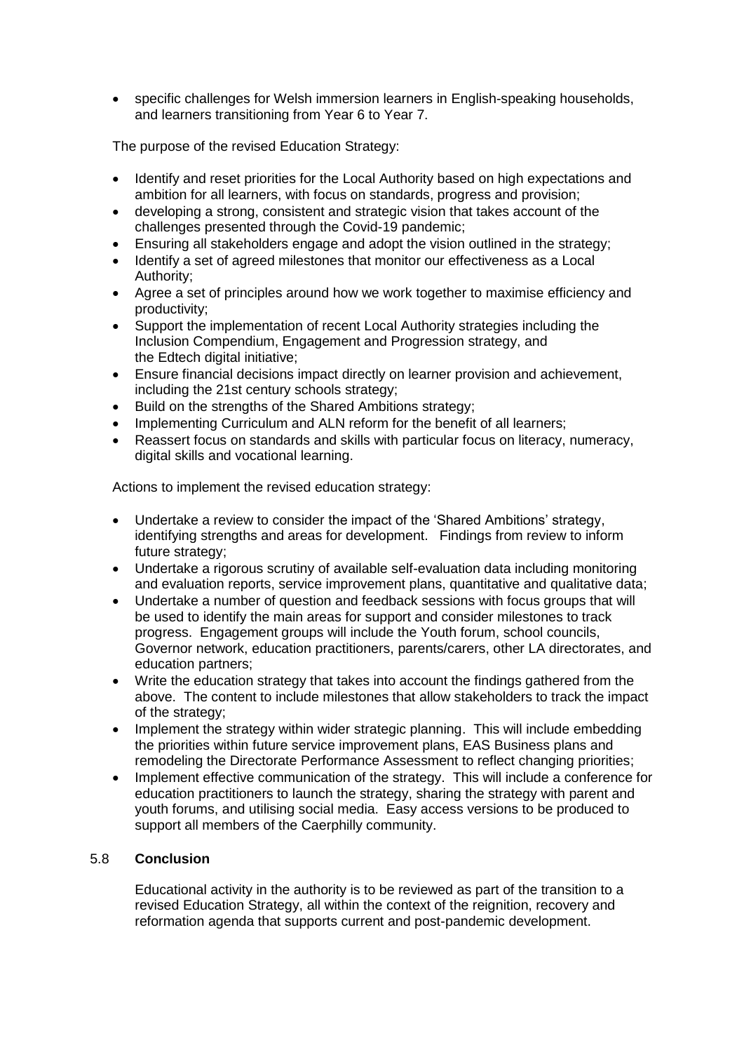- specific challenges for Welsh immersion learners in English-speaking households, and learners transitioning from Year 6 to Year 7.

The purpose of the revised Education Strategy:

- Identify and reset priorities for the Local Authority based on high expectations and ambition for all learners, with focus on standards, progress and provision;
- developing a strong, consistent and strategic vision that takes account of the challenges presented through the Covid-19 pandemic;
- Ensuring all stakeholders engage and adopt the vision outlined in the strategy;
- Identify a set of agreed milestones that monitor our effectiveness as a Local Authority;
- Agree a set of principles around how we work together to maximise efficiency and productivity;
- Support the implementation of recent Local Authority strategies including the Inclusion Compendium, Engagement and Progression strategy, and the Edtech digital initiative;
- Ensure financial decisions impact directly on learner provision and achievement, including the 21st century schools strategy;
- Build on the strengths of the Shared Ambitions strategy;
- Implementing Curriculum and ALN reform for the benefit of all learners;
- Reassert focus on standards and skills with particular focus on literacy, numeracy, digital skills and vocational learning.

Actions to implement the revised education strategy:

- Undertake a review to consider the impact of the 'Shared Ambitions' strategy, identifying strengths and areas for development. Findings from review to inform future strategy;
- Undertake a rigorous scrutiny of available self-evaluation data including monitoring and evaluation reports, service improvement plans, quantitative and qualitative data;
- Undertake a number of question and feedback sessions with focus groups that will be used to identify the main areas for support and consider milestones to track progress. Engagement groups will include the Youth forum, school councils, Governor network, education practitioners, parents/carers, other LA directorates, and education partners;
- Write the education strategy that takes into account the findings gathered from the above. The content to include milestones that allow stakeholders to track the impact of the strategy;
- Implement the strategy within wider strategic planning. This will include embedding the priorities within future service improvement plans, EAS Business plans and remodeling the Directorate Performance Assessment to reflect changing priorities;
- Implement effective communication of the strategy. This will include a conference for education practitioners to launch the strategy, sharing the strategy with parent and youth forums, and utilising social media. Easy access versions to be produced to support all members of the Caerphilly community.

### 5.8 **Conclusion**

Educational activity in the authority is to be reviewed as part of the transition to a revised Education Strategy, all within the context of the reignition, recovery and reformation agenda that supports current and post-pandemic development.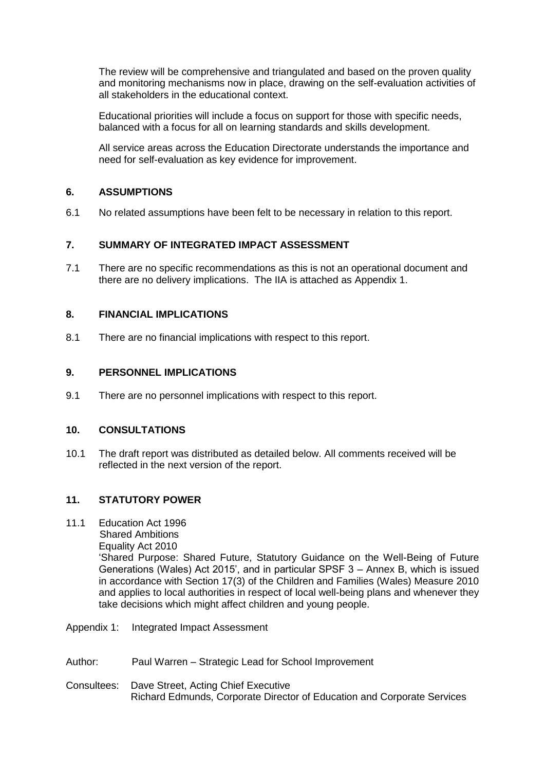The review will be comprehensive and triangulated and based on the proven quality and monitoring mechanisms now in place, drawing on the self-evaluation activities of all stakeholders in the educational context.

Educational priorities will include a focus on support for those with specific needs, balanced with a focus for all on learning standards and skills development.

All service areas across the Education Directorate understands the importance and need for self-evaluation as key evidence for improvement.

## 6. ASSUMPTIONS

6.1 No related assumptions have been felt to be necessary in relation to this report.

## 7. SUMMARY OF INTEGRATED IMPACT ASSESSMENT

7.1 There are no specific recommendations as this is not an operational document and there are no delivery implications. The IIA is attached as Appendix 1.

## 8. FINANCIAL IMPLICATIONS

8.1 There are no financial implications with respect to this report.

## 9. PERSONNEL IMPLICATIONS

9.1 There are no personnel implications with respect to this report.

## 10. CONSULTATIONS

10.1 The draft report was distributed as detailed below. All comments received will be reflected in the next version of the report.

## 11. STATUTORY POWER

11.1 Education Act 1996
Shared Ambitions
Equality Act 2010
'Shared Purpose: Shared Future, Statutory Guidance on the Well-Being of Future Generations (Wales) Act 2015', and in particular SPSF 3 – Annex B, which is issued in accordance with Section 17(3) of the Children and Families (Wales) Measure 2010 and applies to local authorities in respect of local well-being plans and whenever they take decisions which might affect children and young people.

Appendix 1: Integrated Impact Assessment

Author: Paul Warren – Strategic Lead for School Improvement

Consultees: Dave Street, Acting Chief Executive
Richard Edmunds, Corporate Director of Education and Corporate Services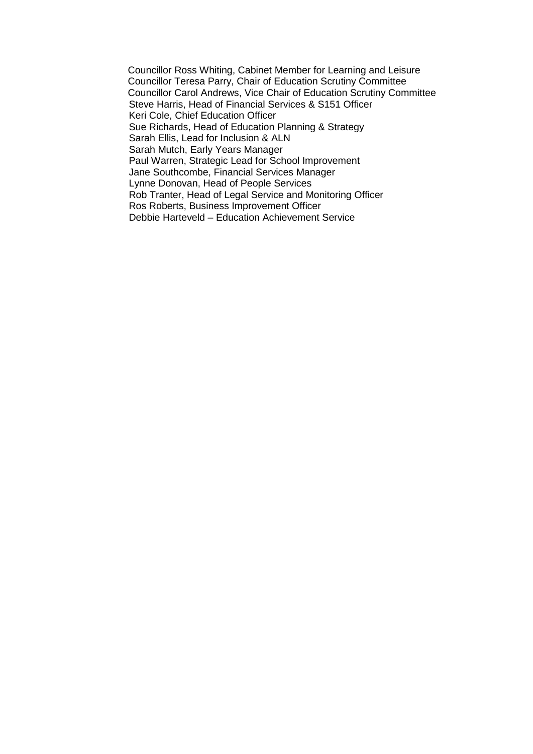Councillor Ross Whiting, Cabinet Member for Learning and Leisure
Councillor Teresa Parry, Chair of Education Scrutiny Committee
Councillor Carol Andrews, Vice Chair of Education Scrutiny Committee
Steve Harris, Head of Financial Services & S151 Officer
Keri Cole, Chief Education Officer
Sue Richards, Head of Education Planning & Strategy
Sarah Ellis, Lead for Inclusion & ALN
Sarah Mutch, Early Years Manager
Paul Warren, Strategic Lead for School Improvement
Jane Southcombe, Financial Services Manager
Lynne Donovan, Head of People Services
Rob Tranter, Head of Legal Service and Monitoring Officer
Ros Roberts, Business Improvement Officer
Debbie Harteveld – Education Achievement Service